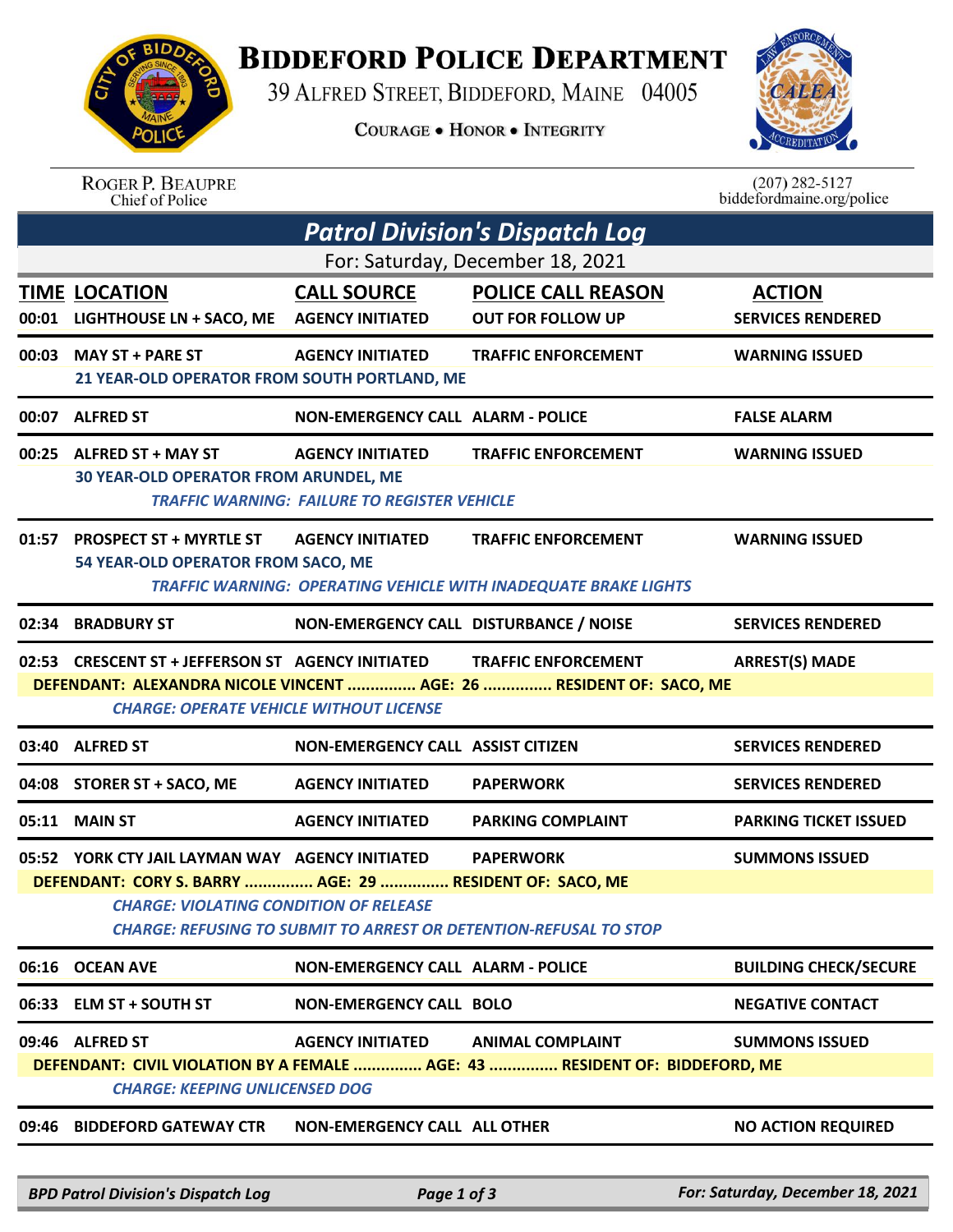# BIDDEFORD POLICE DEPARTMENT

39 ALFRED STREET, BIDDEFORD, MAINE 04005

COURAGE • HONOR • INTEGRITY

ROGER P. BEAUPRE
Chief of Police

(207) 282-5127
biddefordmaine.org/police

## *Patrol Division's Dispatch Log*

For: Saturday, December 18, 2021

| TIME | LOCATION | CALL SOURCE | POLICE CALL REASON | ACTION |
|---|---|---|---|---|
| 00:01 | LIGHTHOUSE LN + SACO, ME | AGENCY INITIATED | OUT FOR FOLLOW UP | SERVICES RENDERED |
| 00:03 | MAY ST + PARE ST | AGENCY INITIATED | TRAFFIC ENFORCEMENT | WARNING ISSUED |
| | 21 YEAR-OLD OPERATOR FROM SOUTH PORTLAND, ME | | | |
| 00:07 | ALFRED ST | NON-EMERGENCY CALL | ALARM - POLICE | FALSE ALARM |
| 00:25 | ALFRED ST + MAY ST | AGENCY INITIATED | TRAFFIC ENFORCEMENT | WARNING ISSUED |
| | 30 YEAR-OLD OPERATOR FROM ARUNDEL, ME | | | |
| | *TRAFFIC WARNING: FAILURE TO REGISTER VEHICLE* | | | |
| 01:57 | PROSPECT ST + MYRTLE ST | AGENCY INITIATED | TRAFFIC ENFORCEMENT | WARNING ISSUED |
| | 54 YEAR-OLD OPERATOR FROM SACO, ME | | | |
| | *TRAFFIC WARNING: OPERATING VEHICLE WITH INADEQUATE BRAKE LIGHTS* | | | |
| 02:34 | BRADBURY ST | NON-EMERGENCY CALL | DISTURBANCE / NOISE | SERVICES RENDERED |
| 02:53 | CRESCENT ST + JEFFERSON ST | AGENCY INITIATED | TRAFFIC ENFORCEMENT | ARREST(S) MADE |
| | DEFENDANT: ALEXANDRA NICOLE VINCENT ............... AGE: 26 ............... RESIDENT OF: SACO, ME | | | |
| | *CHARGE: OPERATE VEHICLE WITHOUT LICENSE* | | | |
| 03:40 | ALFRED ST | NON-EMERGENCY CALL | ASSIST CITIZEN | SERVICES RENDERED |
| 04:08 | STORER ST + SACO, ME | AGENCY INITIATED | PAPERWORK | SERVICES RENDERED |
| 05:11 | MAIN ST | AGENCY INITIATED | PARKING COMPLAINT | PARKING TICKET ISSUED |
| 05:52 | YORK CTY JAIL LAYMAN WAY | AGENCY INITIATED | PAPERWORK | SUMMONS ISSUED |
| | DEFENDANT: CORY S. BARRY ............... AGE: 29 ............... RESIDENT OF: SACO, ME | | | |
| | *CHARGE: VIOLATING CONDITION OF RELEASE* | | | |
| | *CHARGE: REFUSING TO SUBMIT TO ARREST OR DETENTION-REFUSAL TO STOP* | | | |
| 06:16 | OCEAN AVE | NON-EMERGENCY CALL | ALARM - POLICE | BUILDING CHECK/SECURE |
| 06:33 | ELM ST + SOUTH ST | NON-EMERGENCY CALL | BOLO | NEGATIVE CONTACT |
| 09:46 | ALFRED ST | AGENCY INITIATED | ANIMAL COMPLAINT | SUMMONS ISSUED |
| | DEFENDANT: CIVIL VIOLATION BY A FEMALE ............... AGE: 43 ............... RESIDENT OF: BIDDEFORD, ME | | | |
| | *CHARGE: KEEPING UNLICENSED DOG* | | | |
| 09:46 | BIDDEFORD GATEWAY CTR | NON-EMERGENCY CALL | ALL OTHER | NO ACTION REQUIRED |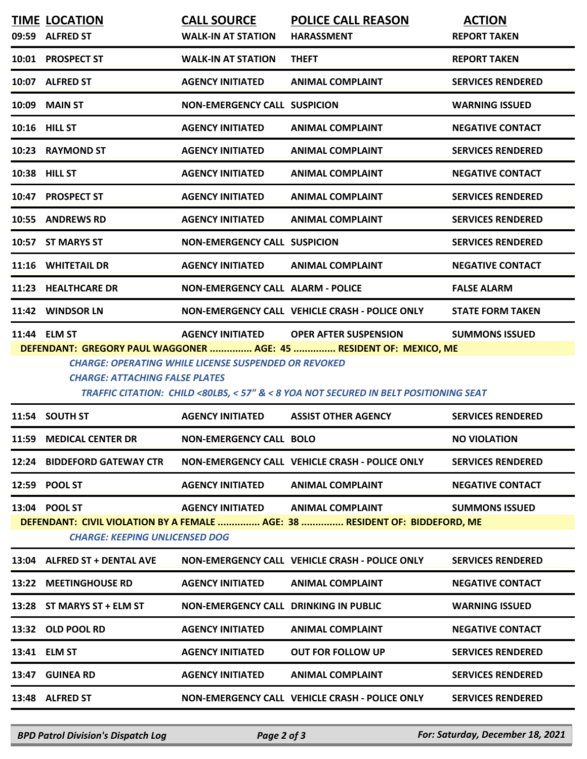| TIME | LOCATION | CALL SOURCE | POLICE CALL REASON | ACTION |
|---|---|---|---|---|
| 09:59 | ALFRED ST | WALK-IN AT STATION | HARASSMENT | REPORT TAKEN |
| 10:01 | PROSPECT ST | WALK-IN AT STATION | THEFT | REPORT TAKEN |
| 10:07 | ALFRED ST | AGENCY INITIATED | ANIMAL COMPLAINT | SERVICES RENDERED |
| 10:09 | MAIN ST | NON-EMERGENCY CALL | SUSPICION | WARNING ISSUED |
| 10:16 | HILL ST | AGENCY INITIATED | ANIMAL COMPLAINT | NEGATIVE CONTACT |
| 10:23 | RAYMOND ST | AGENCY INITIATED | ANIMAL COMPLAINT | SERVICES RENDERED |
| 10:38 | HILL ST | AGENCY INITIATED | ANIMAL COMPLAINT | NEGATIVE CONTACT |
| 10:47 | PROSPECT ST | AGENCY INITIATED | ANIMAL COMPLAINT | SERVICES RENDERED |
| 10:55 | ANDREWS RD | AGENCY INITIATED | ANIMAL COMPLAINT | SERVICES RENDERED |
| 10:57 | ST MARYS ST | NON-EMERGENCY CALL | SUSPICION | SERVICES RENDERED |
| 11:16 | WHITETAIL DR | AGENCY INITIATED | ANIMAL COMPLAINT | NEGATIVE CONTACT |
| 11:23 | HEALTHCARE DR | NON-EMERGENCY CALL | ALARM - POLICE | FALSE ALARM |
| 11:42 | WINDSOR LN | NON-EMERGENCY CALL | VEHICLE CRASH - POLICE ONLY | STATE FORM TAKEN |
| 11:44 | ELM ST | AGENCY INITIATED | OPER AFTER SUSPENSION | SUMMONS ISSUED |

**DEFENDANT: GREGORY PAUL WAGGONER ............... AGE: 45 ............... RESIDENT OF: MEXICO, ME**

*CHARGE: OPERATING WHILE LICENSE SUSPENDED OR REVOKED*

*CHARGE: ATTACHING FALSE PLATES*

*TRAFFIC CITATION: CHILD <80LBS, < 57" & < 8 YOA NOT SECURED IN BELT POSITIONING SEAT*

| TIME | LOCATION | CALL SOURCE | POLICE CALL REASON | ACTION |
|---|---|---|---|---|
| 11:54 | SOUTH ST | AGENCY INITIATED | ASSIST OTHER AGENCY | SERVICES RENDERED |
| 11:59 | MEDICAL CENTER DR | NON-EMERGENCY CALL | BOLO | NO VIOLATION |
| 12:24 | BIDDEFORD GATEWAY CTR | NON-EMERGENCY CALL | VEHICLE CRASH - POLICE ONLY | SERVICES RENDERED |
| 12:59 | POOL ST | AGENCY INITIATED | ANIMAL COMPLAINT | NEGATIVE CONTACT |
| 13:04 | POOL ST | AGENCY INITIATED | ANIMAL COMPLAINT | SUMMONS ISSUED |

**DEFENDANT: CIVIL VIOLATION BY A FEMALE ............... AGE: 38 ............... RESIDENT OF: BIDDEFORD, ME**

*CHARGE: KEEPING UNLICENSED DOG*

| TIME | LOCATION | CALL SOURCE | POLICE CALL REASON | ACTION |
|---|---|---|---|---|
| 13:04 | ALFRED ST + DENTAL AVE | NON-EMERGENCY CALL | VEHICLE CRASH - POLICE ONLY | SERVICES RENDERED |
| 13:22 | MEETINGHOUSE RD | AGENCY INITIATED | ANIMAL COMPLAINT | NEGATIVE CONTACT |
| 13:28 | ST MARYS ST + ELM ST | NON-EMERGENCY CALL | DRINKING IN PUBLIC | WARNING ISSUED |
| 13:32 | OLD POOL RD | AGENCY INITIATED | ANIMAL COMPLAINT | NEGATIVE CONTACT |
| 13:41 | ELM ST | AGENCY INITIATED | OUT FOR FOLLOW UP | SERVICES RENDERED |
| 13:47 | GUINEA RD | AGENCY INITIATED | ANIMAL COMPLAINT | SERVICES RENDERED |
| 13:48 | ALFRED ST | NON-EMERGENCY CALL | VEHICLE CRASH - POLICE ONLY | SERVICES RENDERED |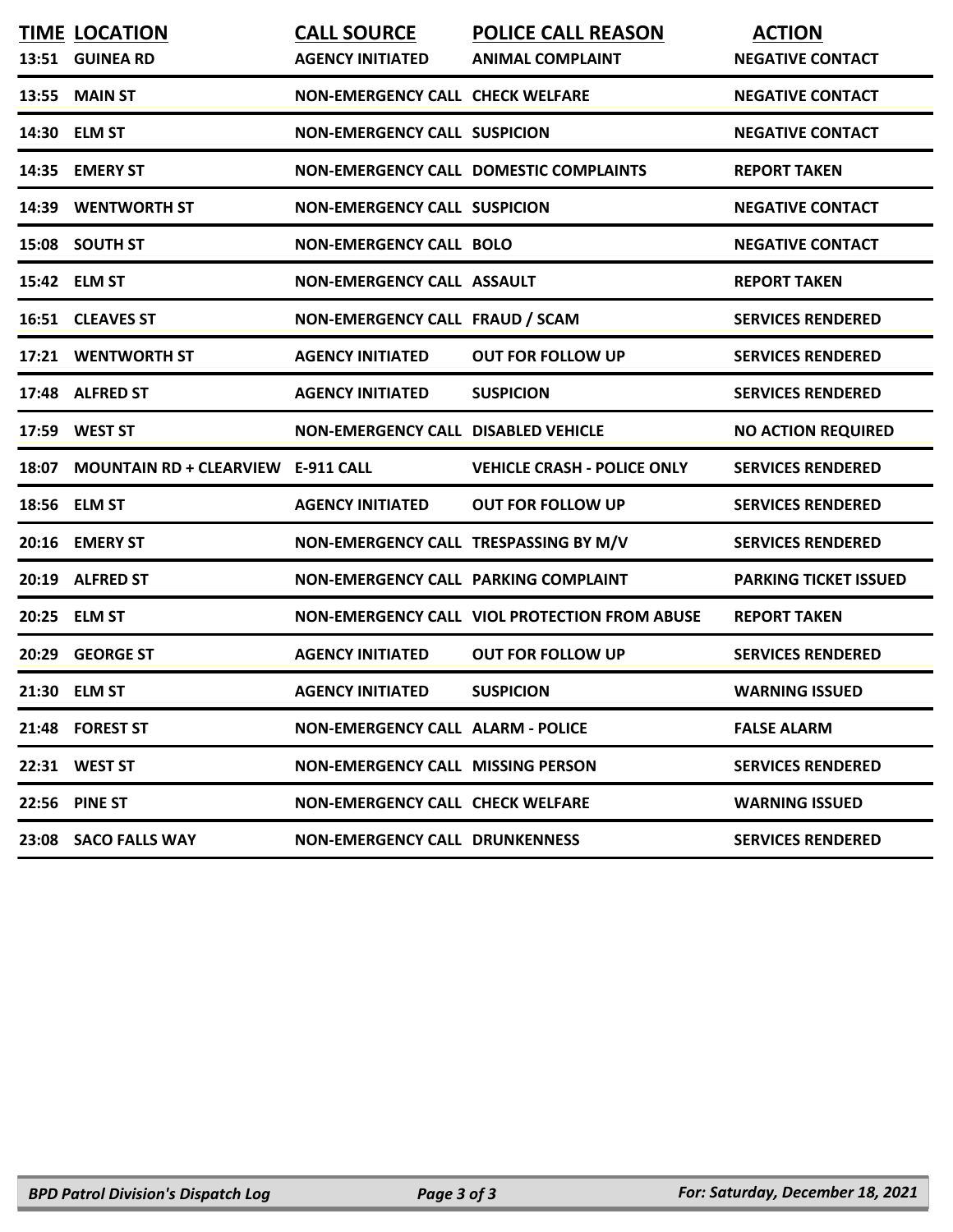| TIME | LOCATION | CALL SOURCE | POLICE CALL REASON | ACTION |
|---|---|---|---|---|
| 13:51 | GUINEA RD | AGENCY INITIATED | ANIMAL COMPLAINT | NEGATIVE CONTACT |
| 13:55 | MAIN ST | NON-EMERGENCY CALL | CHECK WELFARE | NEGATIVE CONTACT |
| 14:30 | ELM ST | NON-EMERGENCY CALL | SUSPICION | NEGATIVE CONTACT |
| 14:35 | EMERY ST | NON-EMERGENCY CALL | DOMESTIC COMPLAINTS | REPORT TAKEN |
| 14:39 | WENTWORTH ST | NON-EMERGENCY CALL | SUSPICION | NEGATIVE CONTACT |
| 15:08 | SOUTH ST | NON-EMERGENCY CALL | BOLO | NEGATIVE CONTACT |
| 15:42 | ELM ST | NON-EMERGENCY CALL | ASSAULT | REPORT TAKEN |
| 16:51 | CLEAVES ST | NON-EMERGENCY CALL | FRAUD / SCAM | SERVICES RENDERED |
| 17:21 | WENTWORTH ST | AGENCY INITIATED | OUT FOR FOLLOW UP | SERVICES RENDERED |
| 17:48 | ALFRED ST | AGENCY INITIATED | SUSPICION | SERVICES RENDERED |
| 17:59 | WEST ST | NON-EMERGENCY CALL | DISABLED VEHICLE | NO ACTION REQUIRED |
| 18:07 | MOUNTAIN RD + CLEARVIEW | E-911 CALL | VEHICLE CRASH - POLICE ONLY | SERVICES RENDERED |
| 18:56 | ELM ST | AGENCY INITIATED | OUT FOR FOLLOW UP | SERVICES RENDERED |
| 20:16 | EMERY ST | NON-EMERGENCY CALL | TRESPASSING BY M/V | SERVICES RENDERED |
| 20:19 | ALFRED ST | NON-EMERGENCY CALL | PARKING COMPLAINT | PARKING TICKET ISSUED |
| 20:25 | ELM ST | NON-EMERGENCY CALL | VIOL PROTECTION FROM ABUSE | REPORT TAKEN |
| 20:29 | GEORGE ST | AGENCY INITIATED | OUT FOR FOLLOW UP | SERVICES RENDERED |
| 21:30 | ELM ST | AGENCY INITIATED | SUSPICION | WARNING ISSUED |
| 21:48 | FOREST ST | NON-EMERGENCY CALL | ALARM - POLICE | FALSE ALARM |
| 22:31 | WEST ST | NON-EMERGENCY CALL | MISSING PERSON | SERVICES RENDERED |
| 22:56 | PINE ST | NON-EMERGENCY CALL | CHECK WELFARE | WARNING ISSUED |
| 23:08 | SACO FALLS WAY | NON-EMERGENCY CALL | DRUNKENNESS | SERVICES RENDERED |